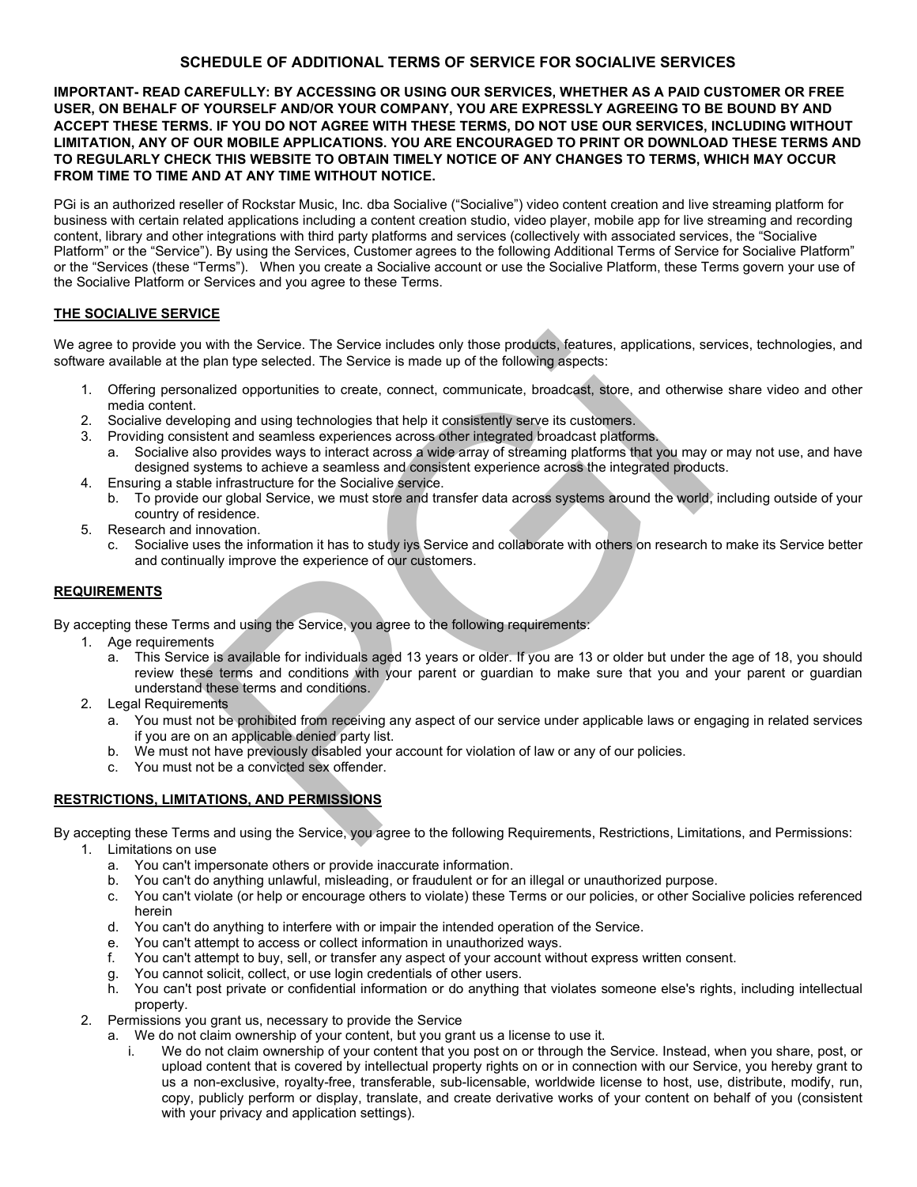# SCHEDULE OF ADDITIONAL TERMS OF SERVICE FOR SOCIALIVE SERVICES

**IMPORTANT- READ CAREFULLY: BY ACCESSING OR USING OUR SERVICES, WHETHER AS A PAID CUSTOMER OR FREE USER, ON BEHALF OF YOURSELF AND/OR YOUR COMPANY, YOU ARE EXPRESSLY AGREEING TO BE BOUND BY AND ACCEPT THESE TERMS. IF YOU DO NOT AGREE WITH THESE TERMS, DO NOT USE OUR SERVICES, INCLUDING WITHOUT LIMITATION, ANY OF OUR MOBILE APPLICATIONS. YOU ARE ENCOURAGED TO PRINT OR DOWNLOAD THESE TERMS AND TO REGULARLY CHECK THIS WEBSITE TO OBTAIN TIMELY NOTICE OF ANY CHANGES TO TERMS, WHICH MAY OCCUR FROM TIME TO TIME AND AT ANY TIME WITHOUT NOTICE.**

PGi is an authorized reseller of Rockstar Music, Inc. dba Socialive ("Socialive") video content creation and live streaming platform for business with certain related applications including a content creation studio, video player, mobile app for live streaming and recording content, library and other integrations with third party platforms and services (collectively with associated services, the "Socialive Platform" or the "Service"). By using the Services, Customer agrees to the following Additional Terms of Service for Socialive Platform" or the "Services (these "Terms"). When you create a Socialive account or use the Socialive Platform, these Terms govern your use of the Socialive Platform or Services and you agree to these Terms.

## THE SOCIALIVE SERVICE

We agree to provide you with the Service. The Service includes only those products, features, applications, services, technologies, and software available at the plan type selected. The Service is made up of the following aspects:

1. Offering personalized opportunities to create, connect, communicate, broadcast, store, and otherwise share video and other media content.
2. Socialive developing and using technologies that help it consistently serve its customers.
3. Providing consistent and seamless experiences across other integrated broadcast platforms.
   a. Socialive also provides ways to interact across a wide array of streaming platforms that you may or may not use, and have designed systems to achieve a seamless and consistent experience across the integrated products.
4. Ensuring a stable infrastructure for the Socialive service.
   b. To provide our global Service, we must store and transfer data across systems around the world, including outside of your country of residence.
5. Research and innovation.
   c. Socialive uses the information it has to study iys Service and collaborate with others on research to make its Service better and continually improve the experience of our customers.

## REQUIREMENTS

By accepting these Terms and using the Service, you agree to the following requirements:

1. Age requirements
   a. This Service is available for individuals aged 13 years or older. If you are 13 or older but under the age of 18, you should review these terms and conditions with your parent or guardian to make sure that you and your parent or guardian understand these terms and conditions.
2. Legal Requirements
   a. You must not be prohibited from receiving any aspect of our service under applicable laws or engaging in related services if you are on an applicable denied party list.
   b. We must not have previously disabled your account for violation of law or any of our policies.
   c. You must not be a convicted sex offender.

## RESTRICTIONS, LIMITATIONS, AND PERMISSIONS

By accepting these Terms and using the Service, you agree to the following Requirements, Restrictions, Limitations, and Permissions:

1. Limitations on use
   a. You can't impersonate others or provide inaccurate information.
   b. You can't do anything unlawful, misleading, or fraudulent or for an illegal or unauthorized purpose.
   c. You can't violate (or help or encourage others to violate) these Terms or our policies, or other Socialive policies referenced herein
   d. You can't do anything to interfere with or impair the intended operation of the Service.
   e. You can't attempt to access or collect information in unauthorized ways.
   f. You can't attempt to buy, sell, or transfer any aspect of your account without express written consent.
   g. You cannot solicit, collect, or use login credentials of other users.
   h. You can't post private or confidential information or do anything that violates someone else's rights, including intellectual property.
2. Permissions you grant us, necessary to provide the Service
   a. We do not claim ownership of your content, but you grant us a license to use it.
      i. We do not claim ownership of your content that you post on or through the Service. Instead, when you share, post, or upload content that is covered by intellectual property rights on or in connection with our Service, you hereby grant to us a non-exclusive, royalty-free, transferable, sub-licensable, worldwide license to host, use, distribute, modify, run, copy, publicly perform or display, translate, and create derivative works of your content on behalf of you (consistent with your privacy and application settings).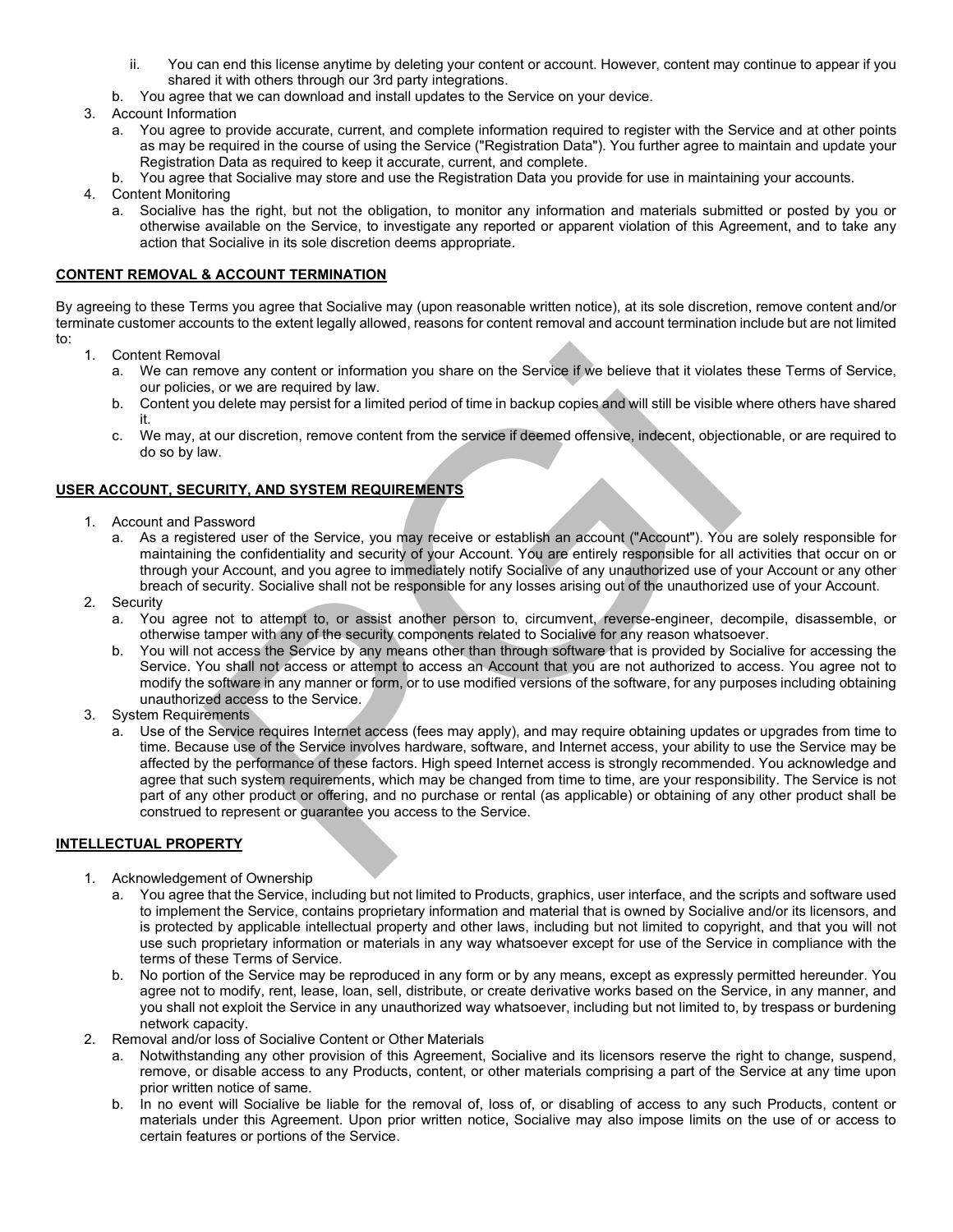ii. You can end this license anytime by deleting your content or account. However, content may continue to appear if you shared it with others through our 3rd party integrations.

   b. You agree that we can download and install updates to the Service on your device.

3. Account Information
   a. You agree to provide accurate, current, and complete information required to register with the Service and at other points as may be required in the course of using the Service ("Registration Data"). You further agree to maintain and update your Registration Data as required to keep it accurate, current, and complete.
   b. You agree that Socialive may store and use the Registration Data you provide for use in maintaining your accounts.
4. Content Monitoring
   a. Socialive has the right, but not the obligation, to monitor any information and materials submitted or posted by you or otherwise available on the Service, to investigate any reported or apparent violation of this Agreement, and to take any action that Socialive in its sole discretion deems appropriate.

**CONTENT REMOVAL & ACCOUNT TERMINATION**

By agreeing to these Terms you agree that Socialive may (upon reasonable written notice), at its sole discretion, remove content and/or terminate customer accounts to the extent legally allowed, reasons for content removal and account termination include but are not limited to:

1. Content Removal
   a. We can remove any content or information you share on the Service if we believe that it violates these Terms of Service, our policies, or we are required by law.
   b. Content you delete may persist for a limited period of time in backup copies and will still be visible where others have shared it.
   c. We may, at our discretion, remove content from the service if deemed offensive, indecent, objectionable, or are required to do so by law.

**USER ACCOUNT, SECURITY, AND SYSTEM REQUIREMENTS**

1. Account and Password
   a. As a registered user of the Service, you may receive or establish an account ("Account"). You are solely responsible for maintaining the confidentiality and security of your Account. You are entirely responsible for all activities that occur on or through your Account, and you agree to immediately notify Socialive of any unauthorized use of your Account or any other breach of security. Socialive shall not be responsible for any losses arising out of the unauthorized use of your Account.
2. Security
   a. You agree not to attempt to, or assist another person to, circumvent, reverse-engineer, decompile, disassemble, or otherwise tamper with any of the security components related to Socialive for any reason whatsoever.
   b. You will not access the Service by any means other than through software that is provided by Socialive for accessing the Service. You shall not access or attempt to access an Account that you are not authorized to access. You agree not to modify the software in any manner or form, or to use modified versions of the software, for any purposes including obtaining unauthorized access to the Service.
3. System Requirements
   a. Use of the Service requires Internet access (fees may apply), and may require obtaining updates or upgrades from time to time. Because use of the Service involves hardware, software, and Internet access, your ability to use the Service may be affected by the performance of these factors. High speed Internet access is strongly recommended. You acknowledge and agree that such system requirements, which may be changed from time to time, are your responsibility. The Service is not part of any other product or offering, and no purchase or rental (as applicable) or obtaining of any other product shall be construed to represent or guarantee you access to the Service.

**INTELLECTUAL PROPERTY**

1. Acknowledgement of Ownership
   a. You agree that the Service, including but not limited to Products, graphics, user interface, and the scripts and software used to implement the Service, contains proprietary information and material that is owned by Socialive and/or its licensors, and is protected by applicable intellectual property and other laws, including but not limited to copyright, and that you will not use such proprietary information or materials in any way whatsoever except for use of the Service in compliance with the terms of these Terms of Service.
   b. No portion of the Service may be reproduced in any form or by any means, except as expressly permitted hereunder. You agree not to modify, rent, lease, loan, sell, distribute, or create derivative works based on the Service, in any manner, and you shall not exploit the Service in any unauthorized way whatsoever, including but not limited to, by trespass or burdening network capacity.
2. Removal and/or loss of Socialive Content or Other Materials
   a. Notwithstanding any other provision of this Agreement, Socialive and its licensors reserve the right to change, suspend, remove, or disable access to any Products, content, or other materials comprising a part of the Service at any time upon prior written notice of same.
   b. In no event will Socialive be liable for the removal of, loss of, or disabling of access to any such Products, content or materials under this Agreement. Upon prior written notice, Socialive may also impose limits on the use of or access to certain features or portions of the Service.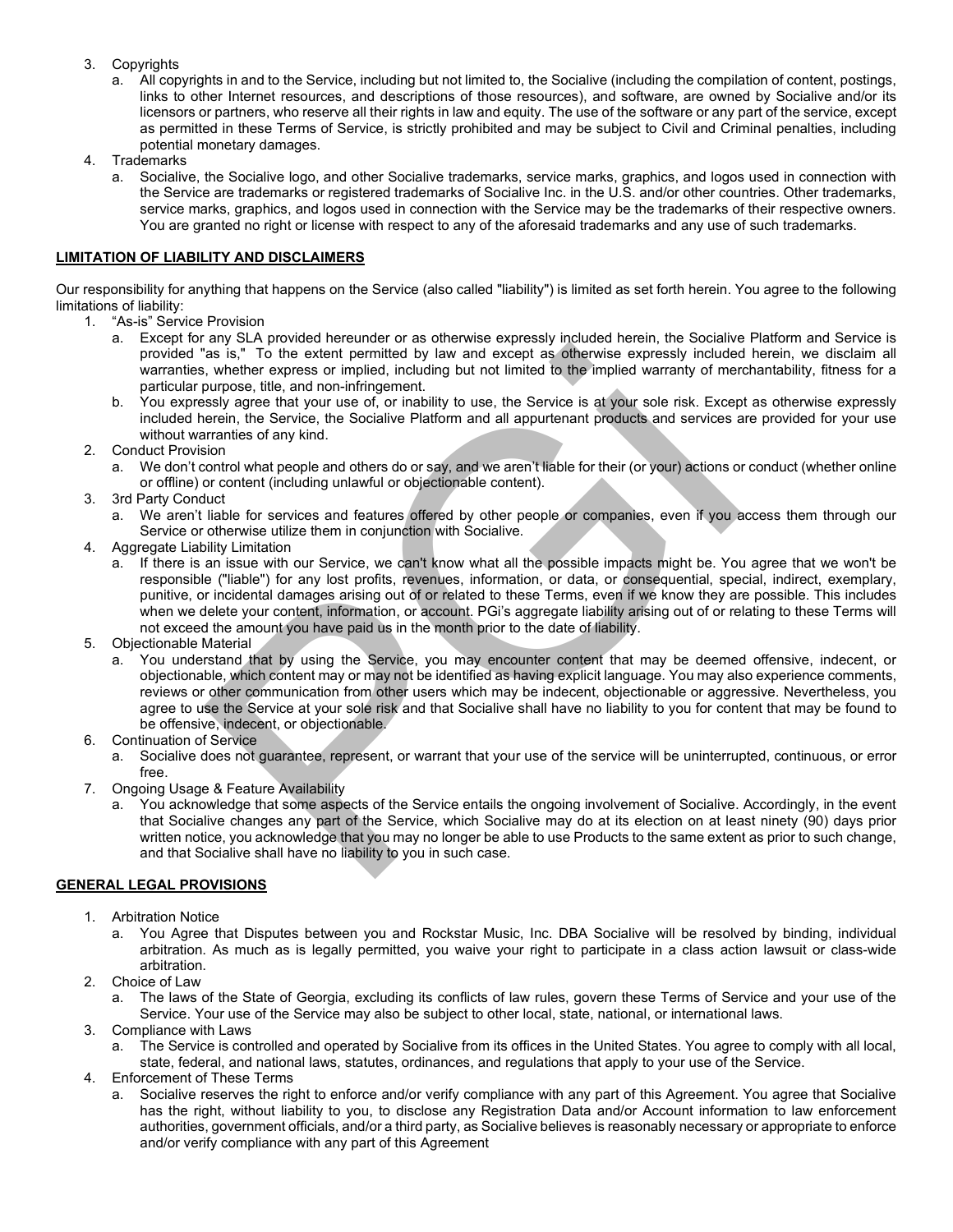3. Copyrights
   a. All copyrights in and to the Service, including but not limited to, the Socialive (including the compilation of content, postings, links to other Internet resources, and descriptions of those resources), and software, are owned by Socialive and/or its licensors or partners, who reserve all their rights in law and equity. The use of the software or any part of the service, except as permitted in these Terms of Service, is strictly prohibited and may be subject to Civil and Criminal penalties, including potential monetary damages.
4. Trademarks
   a. Socialive, the Socialive logo, and other Socialive trademarks, service marks, graphics, and logos used in connection with the Service are trademarks or registered trademarks of Socialive Inc. in the U.S. and/or other countries. Other trademarks, service marks, graphics, and logos used in connection with the Service may be the trademarks of their respective owners. You are granted no right or license with respect to any of the aforesaid trademarks and any use of such trademarks.

**LIMITATION OF LIABILITY AND DISCLAIMERS**

Our responsibility for anything that happens on the Service (also called "liability") is limited as set forth herein. You agree to the following limitations of liability:

1. "As-is" Service Provision
   a. Except for any SLA provided hereunder or as otherwise expressly included herein, the Socialive Platform and Service is provided "as is," To the extent permitted by law and except as otherwise expressly included herein, we disclaim all warranties, whether express or implied, including but not limited to the implied warranty of merchantability, fitness for a particular purpose, title, and non-infringement.
   b. You expressly agree that your use of, or inability to use, the Service is at your sole risk. Except as otherwise expressly included herein, the Service, the Socialive Platform and all appurtenant products and services are provided for your use without warranties of any kind.
2. Conduct Provision
   a. We don't control what people and others do or say, and we aren't liable for their (or your) actions or conduct (whether online or offline) or content (including unlawful or objectionable content).
3. 3rd Party Conduct
   a. We aren't liable for services and features offered by other people or companies, even if you access them through our Service or otherwise utilize them in conjunction with Socialive.
4. Aggregate Liability Limitation
   a. If there is an issue with our Service, we can't know what all the possible impacts might be. You agree that we won't be responsible ("liable") for any lost profits, revenues, information, or data, or consequential, special, indirect, exemplary, punitive, or incidental damages arising out of or related to these Terms, even if we know they are possible. This includes when we delete your content, information, or account. PGi's aggregate liability arising out of or relating to these Terms will not exceed the amount you have paid us in the month prior to the date of liability.
5. Objectionable Material
   a. You understand that by using the Service, you may encounter content that may be deemed offensive, indecent, or objectionable, which content may or may not be identified as having explicit language. You may also experience comments, reviews or other communication from other users which may be indecent, objectionable or aggressive. Nevertheless, you agree to use the Service at your sole risk and that Socialive shall have no liability to you for content that may be found to be offensive, indecent, or objectionable.
6. Continuation of Service
   a. Socialive does not guarantee, represent, or warrant that your use of the service will be uninterrupted, continuous, or error free.
7. Ongoing Usage & Feature Availability
   a. You acknowledge that some aspects of the Service entails the ongoing involvement of Socialive. Accordingly, in the event that Socialive changes any part of the Service, which Socialive may do at its election on at least ninety (90) days prior written notice, you acknowledge that you may no longer be able to use Products to the same extent as prior to such change, and that Socialive shall have no liability to you in such case.

**GENERAL LEGAL PROVISIONS**

1. Arbitration Notice
   a. You Agree that Disputes between you and Rockstar Music, Inc. DBA Socialive will be resolved by binding, individual arbitration. As much as is legally permitted, you waive your right to participate in a class action lawsuit or class-wide arbitration.
2. Choice of Law
   a. The laws of the State of Georgia, excluding its conflicts of law rules, govern these Terms of Service and your use of the Service. Your use of the Service may also be subject to other local, state, national, or international laws.
3. Compliance with Laws
   a. The Service is controlled and operated by Socialive from its offices in the United States. You agree to comply with all local, state, federal, and national laws, statutes, ordinances, and regulations that apply to your use of the Service.
4. Enforcement of These Terms
   a. Socialive reserves the right to enforce and/or verify compliance with any part of this Agreement. You agree that Socialive has the right, without liability to you, to disclose any Registration Data and/or Account information to law enforcement authorities, government officials, and/or a third party, as Socialive believes is reasonably necessary or appropriate to enforce and/or verify compliance with any part of this Agreement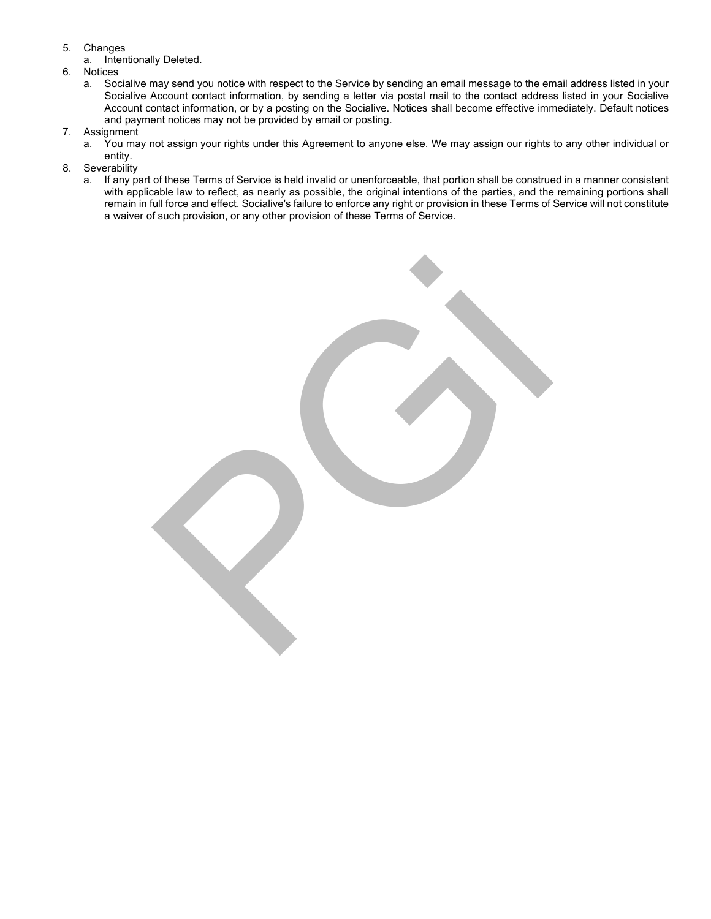5. Changes
    a. Intentionally Deleted.
6. Notices
    a. Socialive may send you notice with respect to the Service by sending an email message to the email address listed in your Socialive Account contact information, by sending a letter via postal mail to the contact address listed in your Socialive Account contact information, or by a posting on the Socialive. Notices shall become effective immediately. Default notices and payment notices may not be provided by email or posting.
7. Assignment
    a. You may not assign your rights under this Agreement to anyone else. We may assign our rights to any other individual or entity.
8. Severability
    a. If any part of these Terms of Service is held invalid or unenforceable, that portion shall be construed in a manner consistent with applicable law to reflect, as nearly as possible, the original intentions of the parties, and the remaining portions shall remain in full force and effect. Socialive's failure to enforce any right or provision in these Terms of Service will not constitute a waiver of such provision, or any other provision of these Terms of Service.